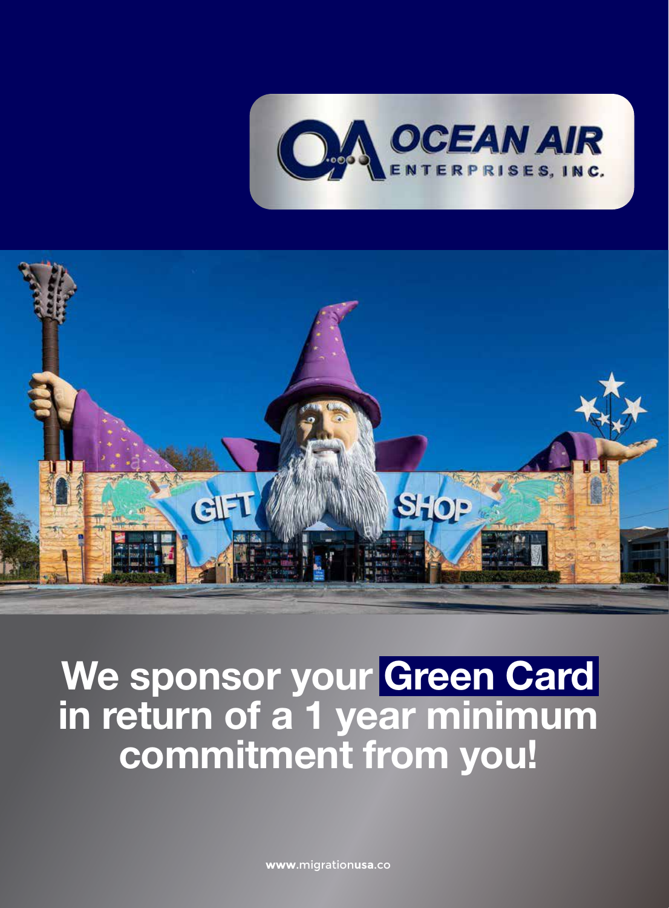OCEAN AIR ENTERPRISES, INC.

# We sponsor your Green Card in return of a 1 year minimum commitment from you!

www.migrationusa.co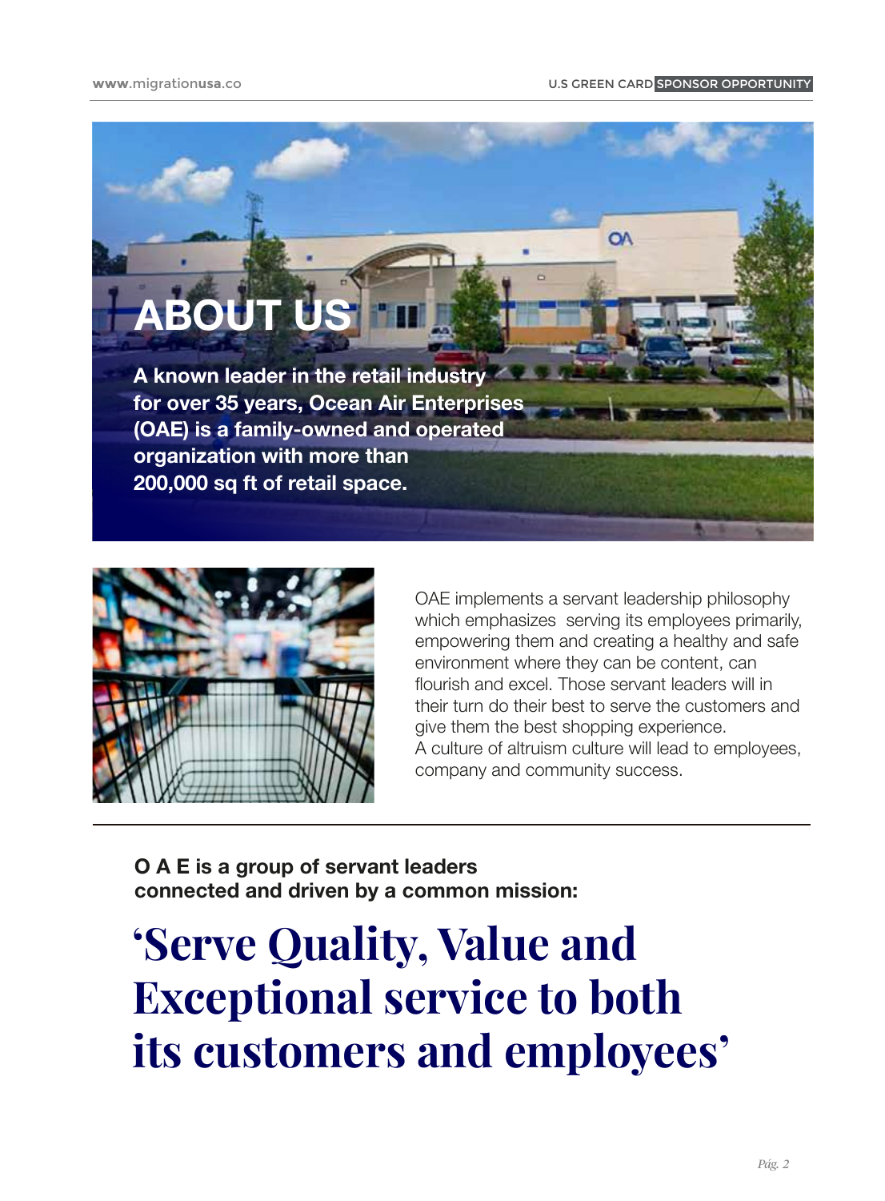# ABOUT US

**A known leader in the retail industry for over 35 years, Ocean Air Enterprises (OAE) is a family-owned and operated organization with more than 200,000 sq ft of retail space.**

OAE implements a servant leadership philosophy which emphasizes serving its employees primarily, empowering them and creating a healthy and safe environment where they can be content, can flourish and excel. Those servant leaders will in their turn do their best to serve the customers and give them the best shopping experience.
A culture of altruism culture will lead to employees, company and community success.

---

**O A E is a group of servant leaders connected and driven by a common mission:**

## 'Serve Quality, Value and Exceptional service to both its customers and employees'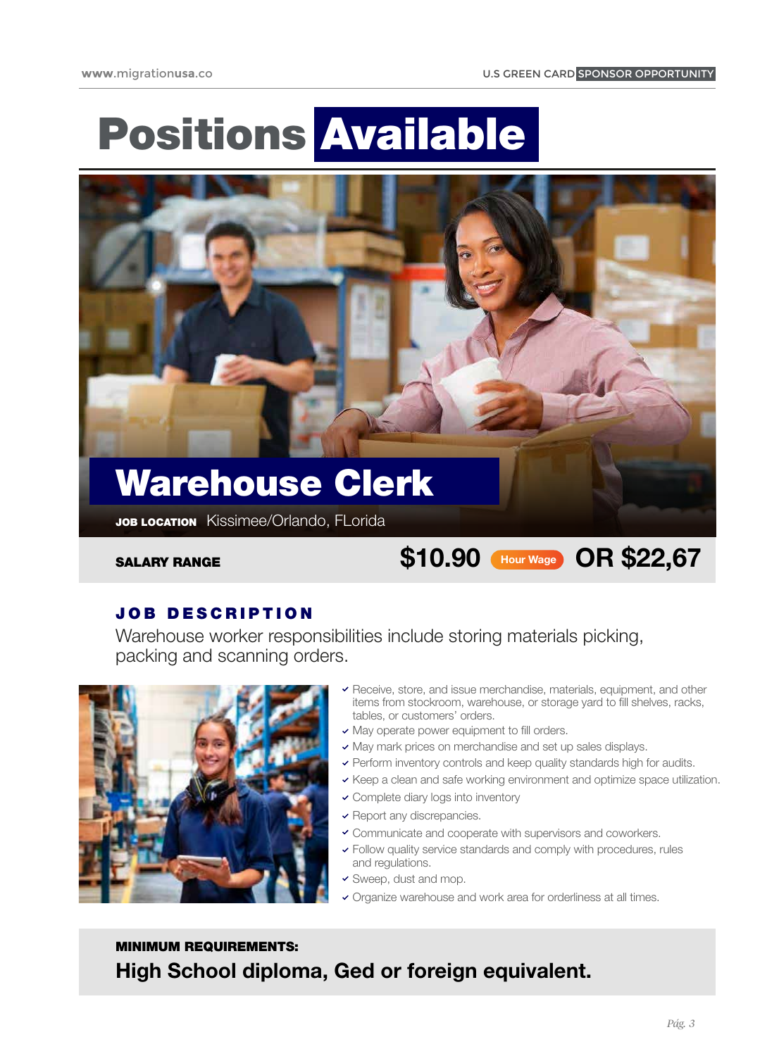# Positions Available

## Warehouse Clerk

**JOB LOCATION** Kissimee/Orlando, FLorida

**SALARY RANGE** **$10.90** Hour Wage **OR $22,67**

### JOB DESCRIPTION

Warehouse worker responsibilities include storing materials picking, packing and scanning orders.

- Receive, store, and issue merchandise, materials, equipment, and other items from stockroom, warehouse, or storage yard to fill shelves, racks, tables, or customers' orders.
- May operate power equipment to fill orders.
- May mark prices on merchandise and set up sales displays.
- Perform inventory controls and keep quality standards high for audits.
- Keep a clean and safe working environment and optimize space utilization.
- Complete diary logs into inventory
- Report any discrepancies.
- Communicate and cooperate with supervisors and coworkers.
- Follow quality service standards and comply with procedures, rules and regulations.
- Sweep, dust and mop.
- Organize warehouse and work area for orderliness at all times.

**MINIMUM REQUIREMENTS:**

**High School diploma, Ged or foreign equivalent.**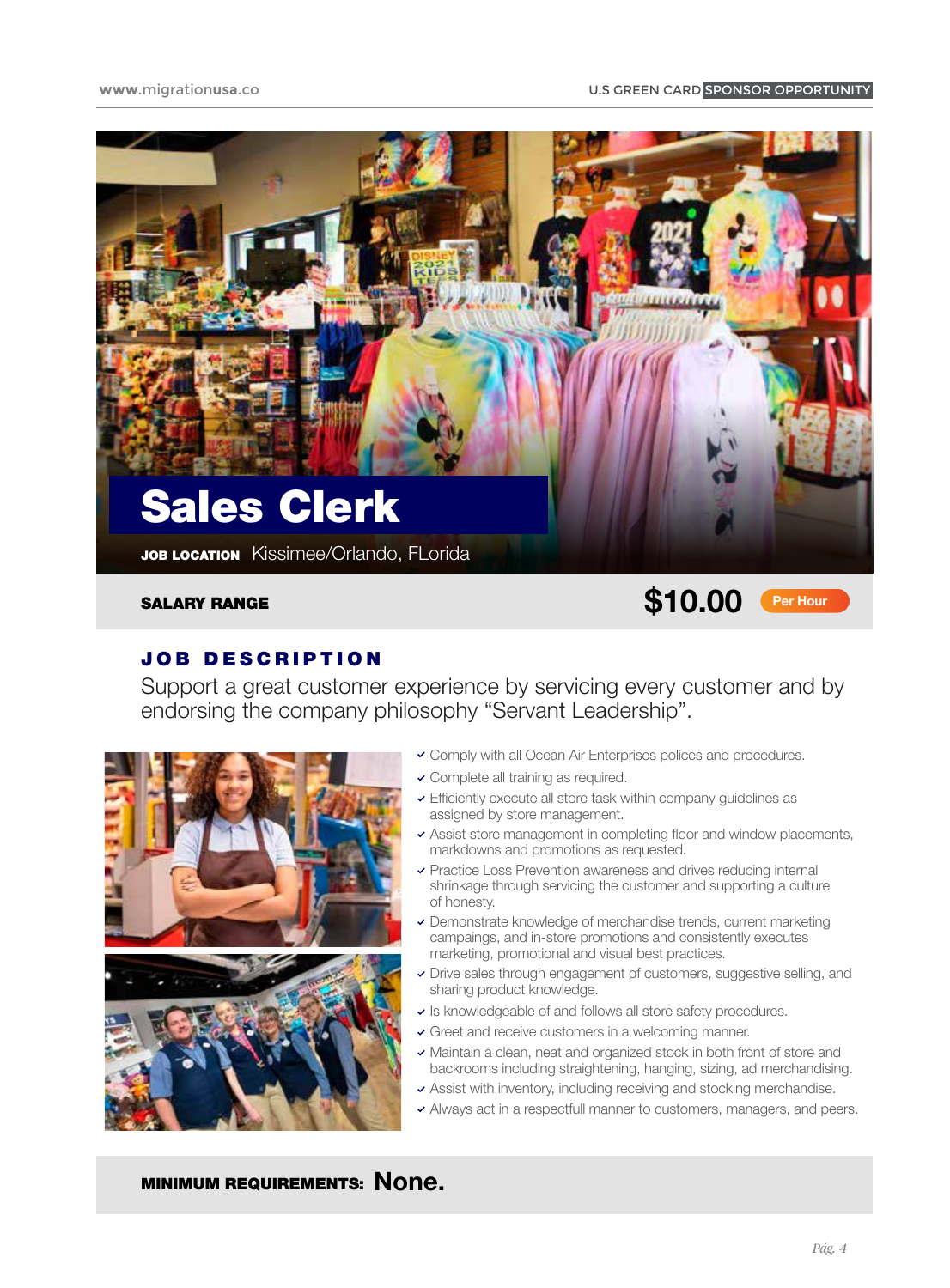# Sales Clerk

**JOB LOCATION** Kissimee/Orlando, FLorida

**SALARY RANGE** $10.00 Per Hour

## JOB DESCRIPTION

Support a great customer experience by servicing every customer and by endorsing the company philosophy "Servant Leadership".

- Comply with all Ocean Air Enterprises polices and procedures.
- Complete all training as required.
- Efficiently execute all store task within company guidelines as assigned by store management.
- Assist store management in completing floor and window placements, markdowns and promotions as requested.
- Practice Loss Prevention awareness and drives reducing internal shrinkage through servicing the customer and supporting a culture of honesty.
- Demonstrate knowledge of merchandise trends, current marketing campaings, and in-store promotions and consistently executes marketing, promotional and visual best practices.
- Drive sales through engagement of customers, suggestive selling, and sharing product knowledge.
- Is knowledgeable of and follows all store safety procedures.
- Greet and receive customers in a welcoming manner.
- Maintain a clean, neat and organized stock in both front of store and backrooms including straightening, hanging, sizing, ad merchandising.
- Assist with inventory, including receiving and stocking merchandise.
- Always act in a respectfull manner to customers, managers, and peers.

**MINIMUM REQUIREMENTS:** None.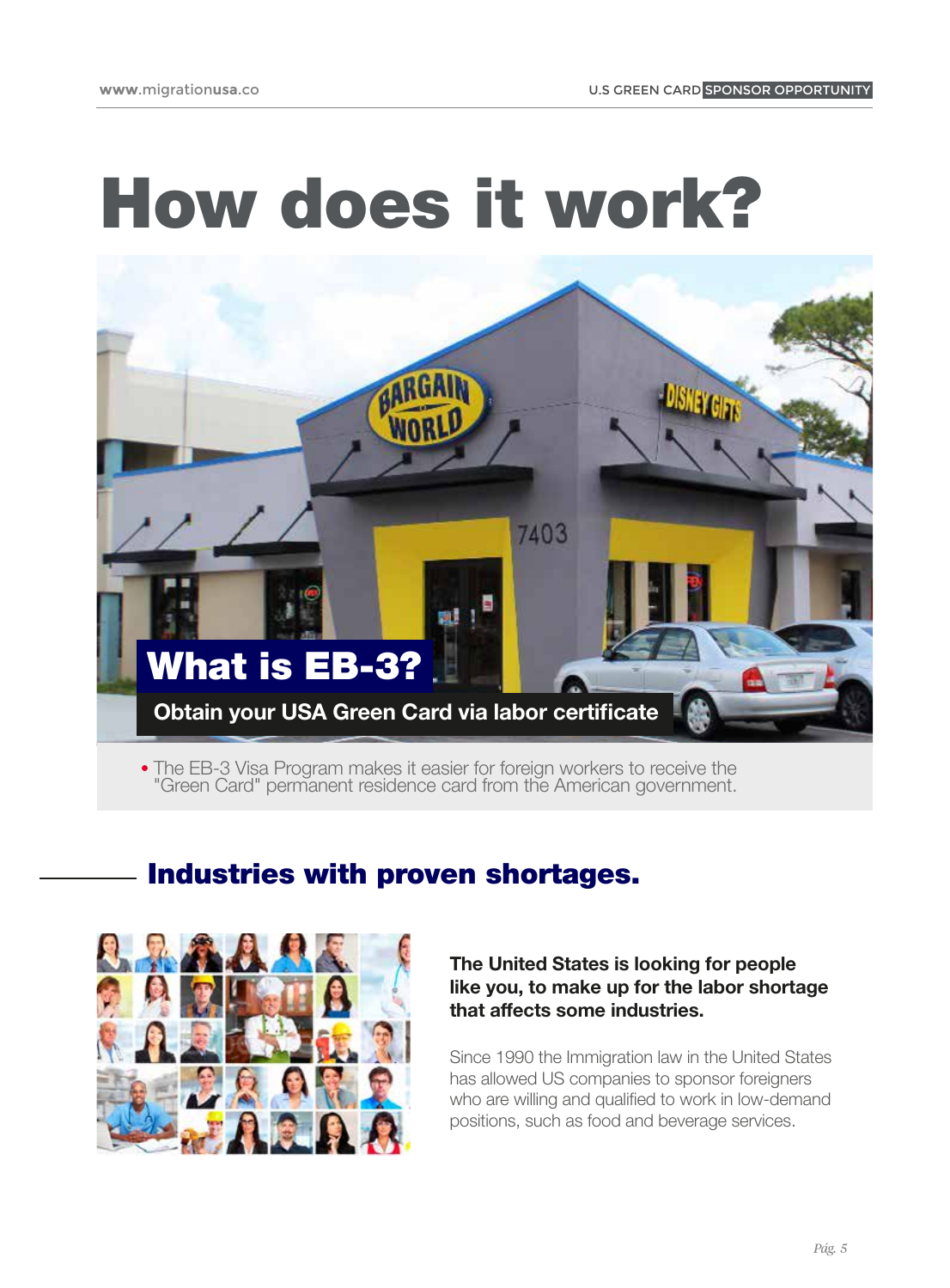# How does it work?

## What is EB-3?

**Obtain your USA Green Card via labor certificate**

- The EB-3 Visa Program makes it easier for foreign workers to receive the "Green Card" permanent residence card from the American government.

## Industries with proven shortages.

**The United States is looking for people like you, to make up for the labor shortage that affects some industries.**

Since 1990 the Immigration law in the United States has allowed US companies to sponsor foreigners who are willing and qualified to work in low-demand positions, such as food and beverage services.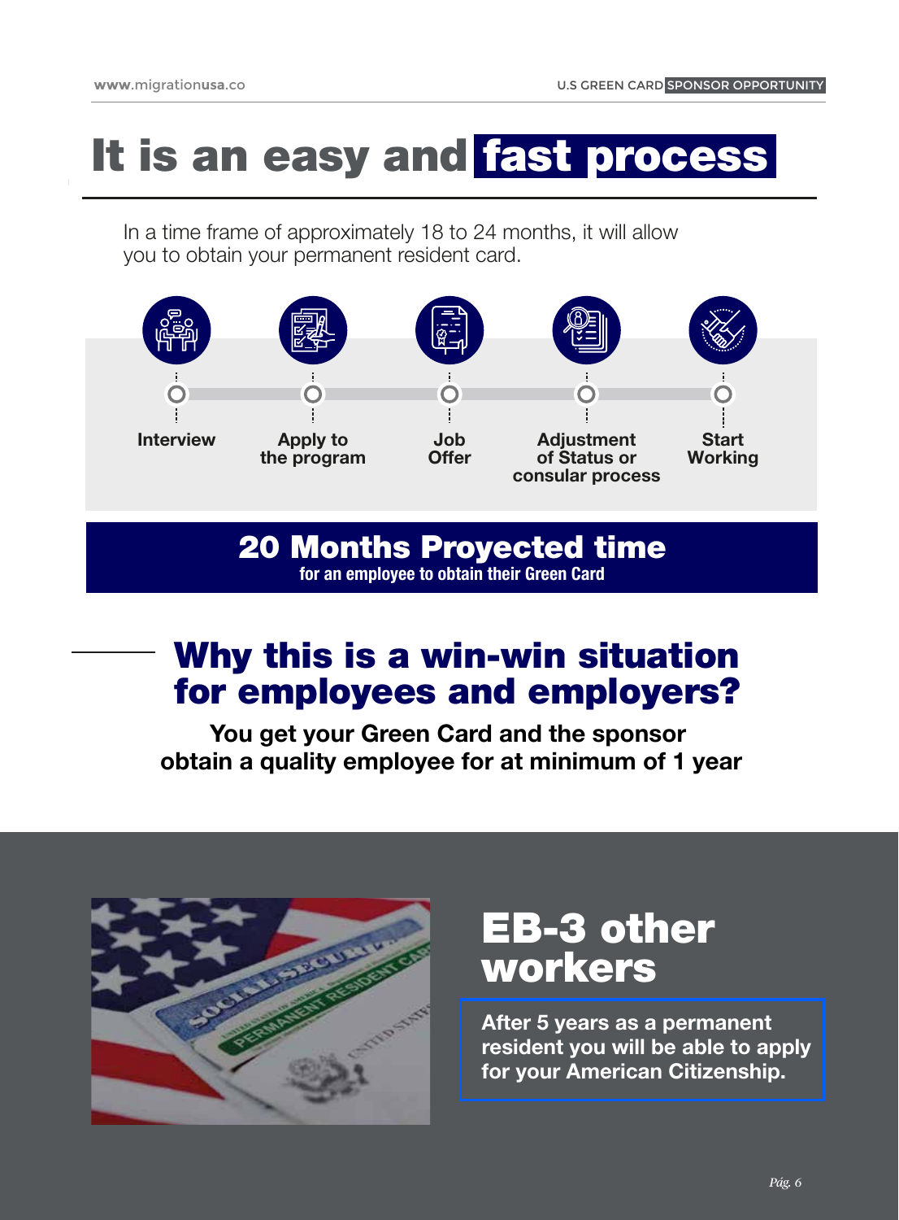# It is an easy and fast process

In a time frame of approximately 18 to 24 months, it will allow you to obtain your permanent resident card.

1. **Interview**
2. **Apply to the program**
3. **Job Offer**
4. **Adjustment of Status or consular process**
5. **Start Working**

## 20 Months Proyected time

**for an employee to obtain their Green Card**

## Why this is a win-win situation for employees and employers?

**You get your Green Card and the sponsor obtain a quality employee for at minimum of 1 year**

## EB-3 other workers

**After 5 years as a permanent resident you will be able to apply for your American Citizenship.**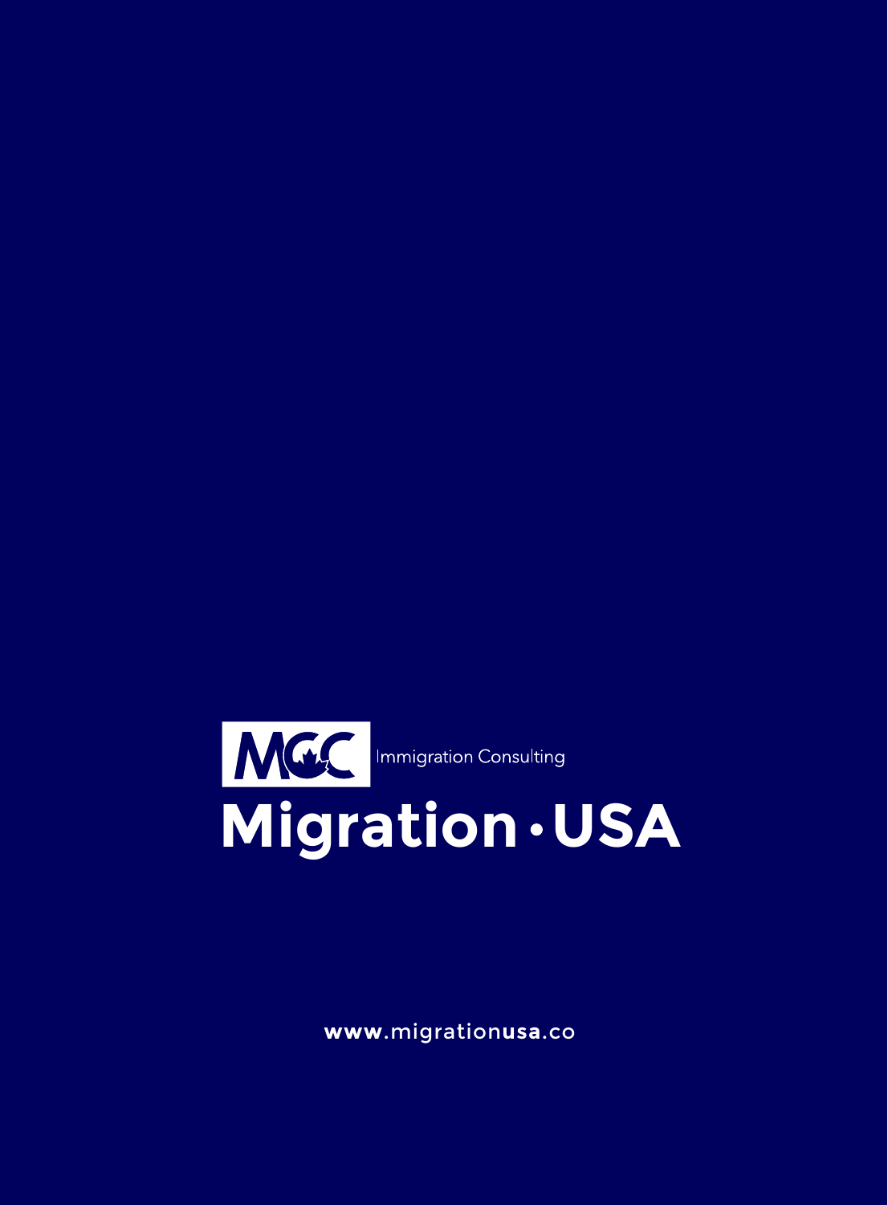MGC Immigration Consulting

# Migration • USA

www.migrationusa.co